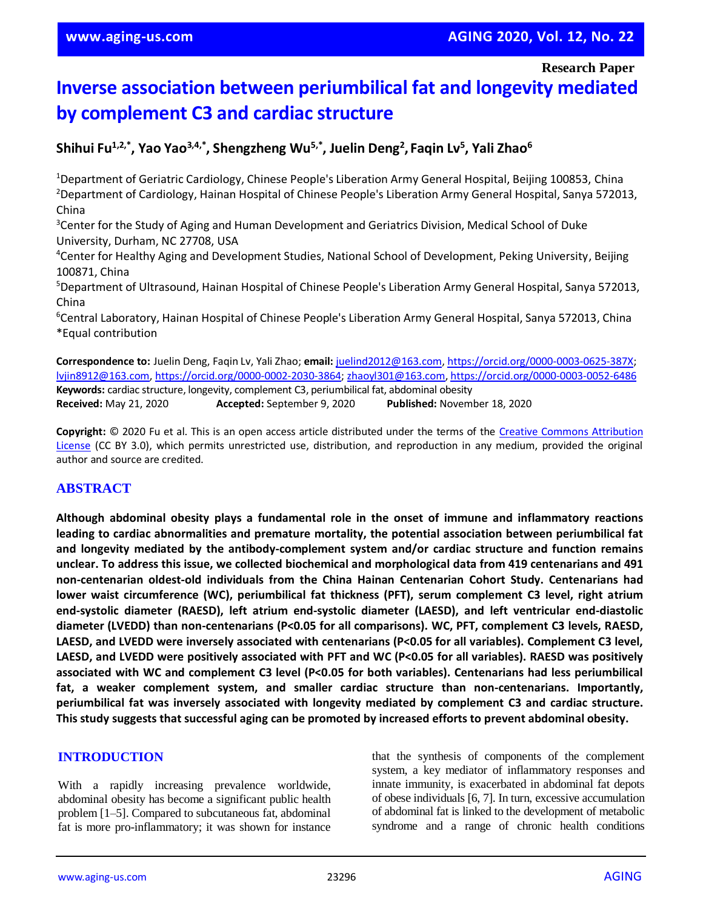**Research Paper**

# Inverse association between periumbilical fat and longevity mediated by complement C3 and cardiac structure

**Shihui Fu[1,2,*], Yao Yao[3,4,*], Shengzheng Wu[5,*], Juelin Deng[2], Faqin Lv[5], Yali Zhao[6]**

[1]Department of Geriatric Cardiology, Chinese People's Liberation Army General Hospital, Beijing 100853, China
[2]Department of Cardiology, Hainan Hospital of Chinese People's Liberation Army General Hospital, Sanya 572013, China
[3]Center for the Study of Aging and Human Development and Geriatrics Division, Medical School of Duke University, Durham, NC 27708, USA
[4]Center for Healthy Aging and Development Studies, National School of Development, Peking University, Beijing 100871, China
[5]Department of Ultrasound, Hainan Hospital of Chinese People's Liberation Army General Hospital, Sanya 572013, China
[6]Central Laboratory, Hainan Hospital of Chinese People's Liberation Army General Hospital, Sanya 572013, China
*Equal contribution

**Correspondence to:** Juelin Deng, Faqin Lv, Yali Zhao; **email:** juelind2012@163.com, https://orcid.org/0000-0003-0625-387X; lvjin8912@163.com, https://orcid.org/0000-0002-2030-3864; zhaoyl301@163.com, https://orcid.org/0000-0003-0052-6486
**Keywords:** cardiac structure, longevity, complement C3, periumbilical fat, abdominal obesity
**Received:** May 21, 2020 **Accepted:** September 9, 2020 **Published:** November 18, 2020

**Copyright:** © 2020 Fu et al. This is an open access article distributed under the terms of the Creative Commons Attribution License (CC BY 3.0), which permits unrestricted use, distribution, and reproduction in any medium, provided the original author and source are credited.

## ABSTRACT

**Although abdominal obesity plays a fundamental role in the onset of immune and inflammatory reactions leading to cardiac abnormalities and premature mortality, the potential association between periumbilical fat and longevity mediated by the antibody-complement system and/or cardiac structure and function remains unclear. To address this issue, we collected biochemical and morphological data from 419 centenarians and 491 non-centenarian oldest-old individuals from the China Hainan Centenarian Cohort Study. Centenarians had lower waist circumference (WC), periumbilical fat thickness (PFT), serum complement C3 level, right atrium end-systolic diameter (RAESD), left atrium end-systolic diameter (LAESD), and left ventricular end-diastolic diameter (LVEDD) than non-centenarians (P<0.05 for all comparisons). WC, PFT, complement C3 levels, RAESD, LAESD, and LVEDD were inversely associated with centenarians (P<0.05 for all variables). Complement C3 level, LAESD, and LVEDD were positively associated with PFT and WC (P<0.05 for all variables). RAESD was positively associated with WC and complement C3 level (P<0.05 for both variables). Centenarians had less periumbilical fat, a weaker complement system, and smaller cardiac structure than non-centenarians. Importantly, periumbilical fat was inversely associated with longevity mediated by complement C3 and cardiac structure. This study suggests that successful aging can be promoted by increased efforts to prevent abdominal obesity.**

## INTRODUCTION

With a rapidly increasing prevalence worldwide, abdominal obesity has become a significant public health problem [1–5]. Compared to subcutaneous fat, abdominal fat is more pro-inflammatory; it was shown for instance that the synthesis of components of the complement system, a key mediator of inflammatory responses and innate immunity, is exacerbated in abdominal fat depots of obese individuals [6, 7]. In turn, excessive accumulation of abdominal fat is linked to the development of metabolic syndrome and a range of chronic health conditions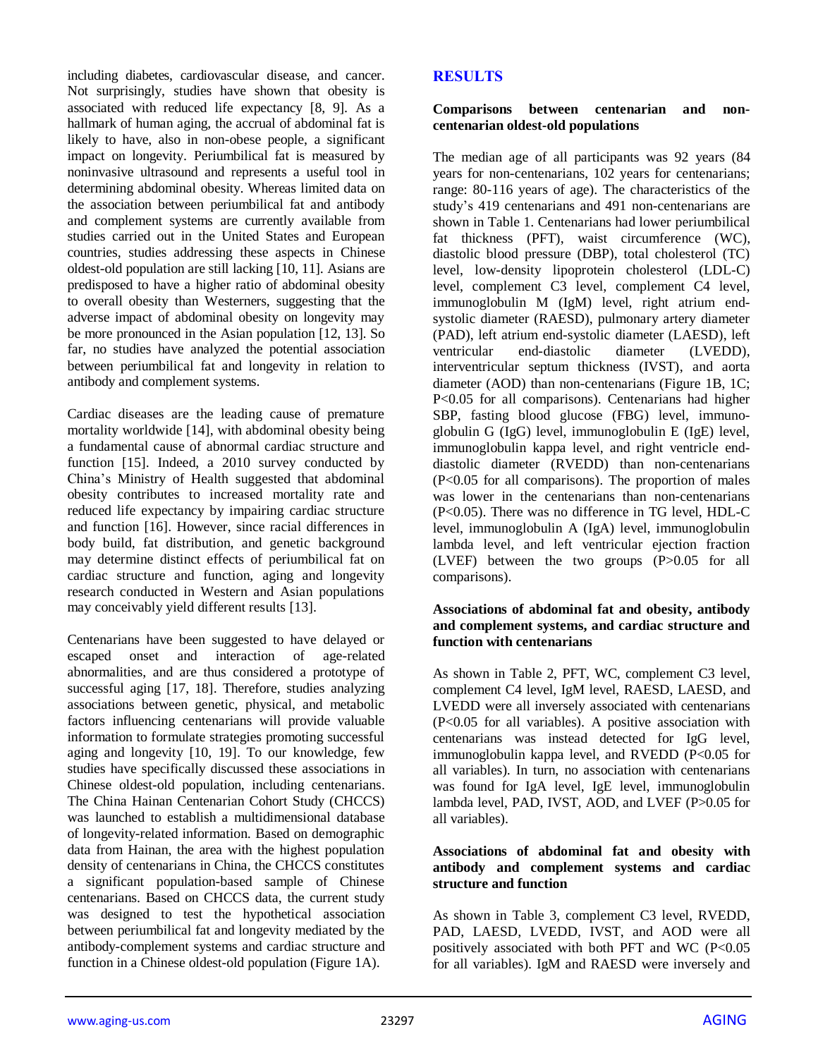including diabetes, cardiovascular disease, and cancer. Not surprisingly, studies have shown that obesity is associated with reduced life expectancy [8, 9]. As a hallmark of human aging, the accrual of abdominal fat is likely to have, also in non-obese people, a significant impact on longevity. Periumbilical fat is measured by noninvasive ultrasound and represents a useful tool in determining abdominal obesity. Whereas limited data on the association between periumbilical fat and antibody and complement systems are currently available from studies carried out in the United States and European countries, studies addressing these aspects in Chinese oldest-old population are still lacking [10, 11]. Asians are predisposed to have a higher ratio of abdominal obesity to overall obesity than Westerners, suggesting that the adverse impact of abdominal obesity on longevity may be more pronounced in the Asian population [12, 13]. So far, no studies have analyzed the potential association between periumbilical fat and longevity in relation to antibody and complement systems.

Cardiac diseases are the leading cause of premature mortality worldwide [14], with abdominal obesity being a fundamental cause of abnormal cardiac structure and function [15]. Indeed, a 2010 survey conducted by China's Ministry of Health suggested that abdominal obesity contributes to increased mortality rate and reduced life expectancy by impairing cardiac structure and function [16]. However, since racial differences in body build, fat distribution, and genetic background may determine distinct effects of periumbilical fat on cardiac structure and function, aging and longevity research conducted in Western and Asian populations may conceivably yield different results [13].

Centenarians have been suggested to have delayed or escaped onset and interaction of age-related abnormalities, and are thus considered a prototype of successful aging [17, 18]. Therefore, studies analyzing associations between genetic, physical, and metabolic factors influencing centenarians will provide valuable information to formulate strategies promoting successful aging and longevity [10, 19]. To our knowledge, few studies have specifically discussed these associations in Chinese oldest-old population, including centenarians. The China Hainan Centenarian Cohort Study (CHCCS) was launched to establish a multidimensional database of longevity-related information. Based on demographic data from Hainan, the area with the highest population density of centenarians in China, the CHCCS constitutes a significant population-based sample of Chinese centenarians. Based on CHCCS data, the current study was designed to test the hypothetical association between periumbilical fat and longevity mediated by the antibody-complement systems and cardiac structure and function in a Chinese oldest-old population (Figure 1A).

## RESULTS

### Comparisons between centenarian and non-centenarian oldest-old populations

The median age of all participants was 92 years (84 years for non-centenarians, 102 years for centenarians; range: 80-116 years of age). The characteristics of the study's 419 centenarians and 491 non-centenarians are shown in Table 1. Centenarians had lower periumbilical fat thickness (PFT), waist circumference (WC), diastolic blood pressure (DBP), total cholesterol (TC) level, low-density lipoprotein cholesterol (LDL-C) level, complement C3 level, complement C4 level, immunoglobulin M (IgM) level, right atrium end-systolic diameter (RAESD), pulmonary artery diameter (PAD), left atrium end-systolic diameter (LAESD), left ventricular end-diastolic diameter (LVEDD), interventricular septum thickness (IVST), and aorta diameter (AOD) than non-centenarians (Figure 1B, 1C; $P<0.05$ for all comparisons). Centenarians had higher SBP, fasting blood glucose (FBG) level, immunoglobulin G (IgG) level, immunoglobulin E (IgE) level, immunoglobulin kappa level, and right ventricle end-diastolic diameter (RVEDD) than non-centenarians ($P<0.05$ for all comparisons). The proportion of males was lower in the centenarians than non-centenarians ($P<0.05$). There was no difference in TG level, HDL-C level, immunoglobulin A (IgA) level, immunoglobulin lambda level, and left ventricular ejection fraction (LVEF) between the two groups ($P>0.05$ for all comparisons).

### Associations of abdominal fat and obesity, antibody and complement systems, and cardiac structure and function with centenarians

As shown in Table 2, PFT, WC, complement C3 level, complement C4 level, IgM level, RAESD, LAESD, and LVEDD were all inversely associated with centenarians ($P<0.05$ for all variables). A positive association with centenarians was instead detected for IgG level, immunoglobulin kappa level, and RVEDD ($P<0.05$ for all variables). In turn, no association with centenarians was found for IgA level, IgE level, immunoglobulin lambda level, PAD, IVST, AOD, and LVEF ($P>0.05$ for all variables).

### Associations of abdominal fat and obesity with antibody and complement systems and cardiac structure and function

As shown in Table 3, complement C3 level, RVEDD, PAD, LAESD, LVEDD, IVST, and AOD were all positively associated with both PFT and WC ($P<0.05$ for all variables). IgM and RAESD were inversely and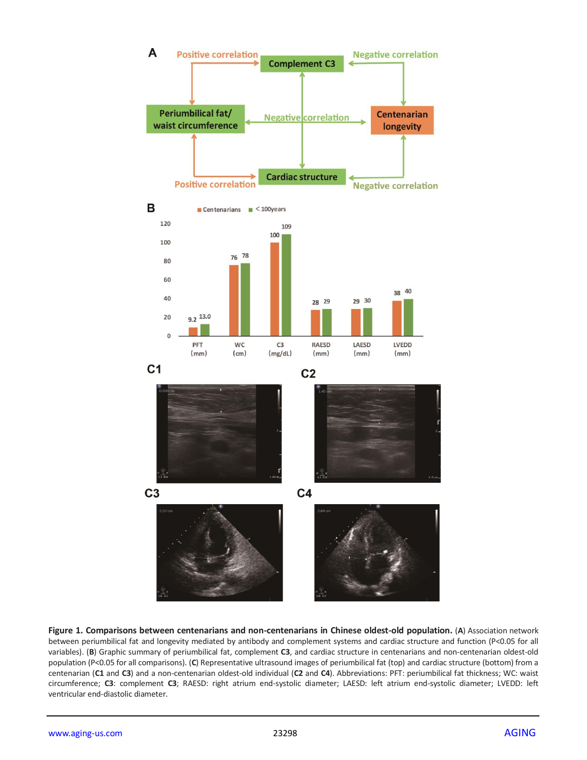**Figure 1. Comparisons between centenarians and non-centenarians in Chinese oldest-old population.** (**A**) Association network between periumbilical fat and longevity mediated by antibody and complement systems and cardiac structure and function (P<0.05 for all variables). (**B**) Graphic summary of periumbilical fat, complement **C3**, and cardiac structure in centenarians and non-centenarian oldest-old population (P<0.05 for all comparisons). (**C**) Representative ultrasound images of periumbilical fat (top) and cardiac structure (bottom) from a centenarian (**C1** and **C3**) and a non-centenarian oldest-old individual (**C2** and **C4**). Abbreviations: PFT: periumbilical fat thickness; WC: waist circumference; **C3**: complement **C3**; RAESD: right atrium end-systolic diameter; LAESD: left atrium end-systolic diameter; LVEDD: left ventricular end-diastolic diameter.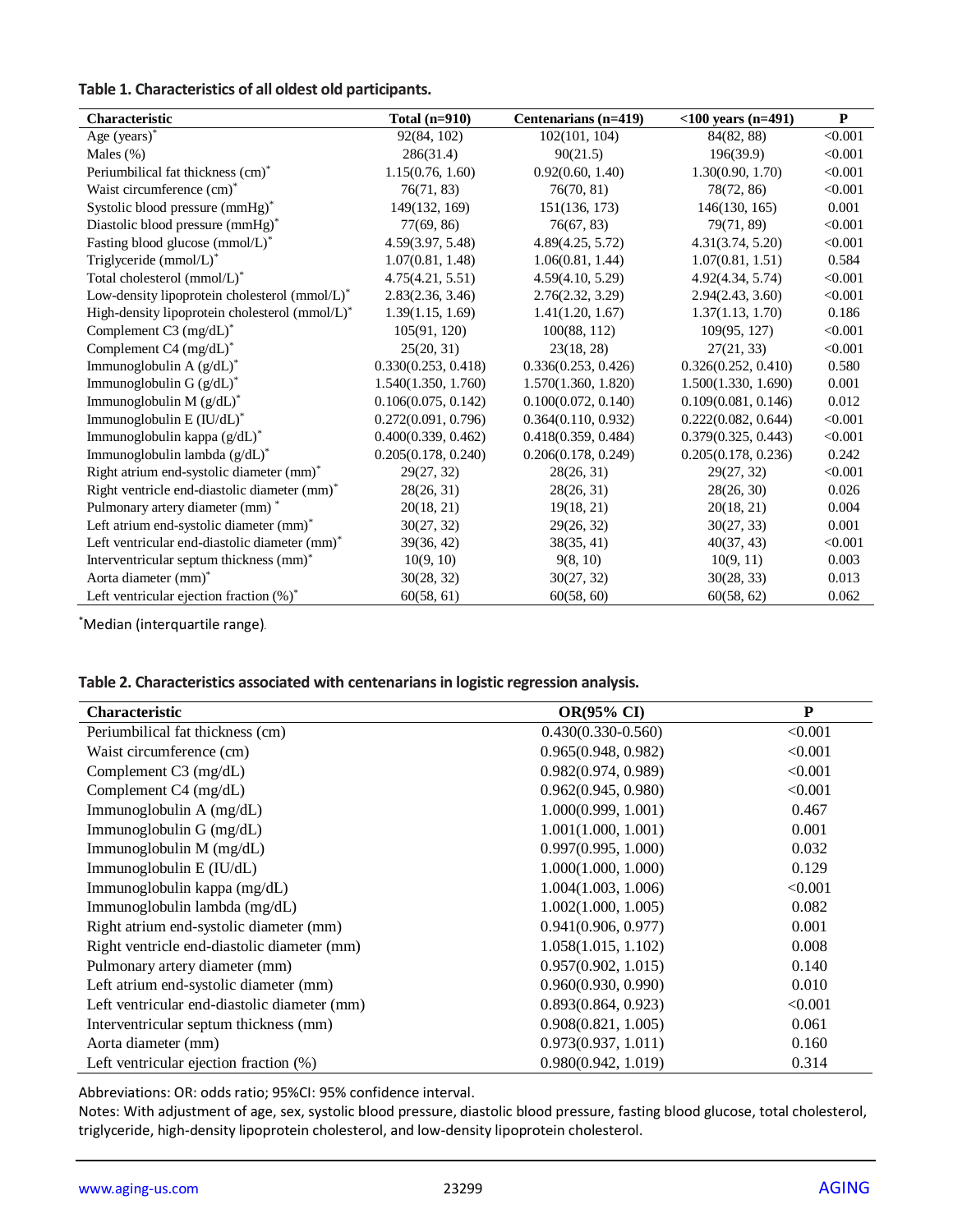**Table 1. Characteristics of all oldest old participants.**

| Characteristic | Total (n=910) | Centenarians (n=419) | <100 years (n=491) | P |
|---|---|---|---|---|
| Age (years)* | 92(84, 102) | 102(101, 104) | 84(82, 88) | <0.001 |
| Males (%) | 286(31.4) | 90(21.5) | 196(39.9) | <0.001 |
| Periumbilical fat thickness (cm)* | 1.15(0.76, 1.60) | 0.92(0.60, 1.40) | 1.30(0.90, 1.70) | <0.001 |
| Waist circumference (cm)* | 76(71, 83) | 76(70, 81) | 78(72, 86) | <0.001 |
| Systolic blood pressure (mmHg)* | 149(132, 169) | 151(136, 173) | 146(130, 165) | 0.001 |
| Diastolic blood pressure (mmHg)* | 77(69, 86) | 76(67, 83) | 79(71, 89) | <0.001 |
| Fasting blood glucose (mmol/L)* | 4.59(3.97, 5.48) | 4.89(4.25, 5.72) | 4.31(3.74, 5.20) | <0.001 |
| Triglyceride (mmol/L)* | 1.07(0.81, 1.48) | 1.06(0.81, 1.44) | 1.07(0.81, 1.51) | 0.584 |
| Total cholesterol (mmol/L)* | 4.75(4.21, 5.51) | 4.59(4.10, 5.29) | 4.92(4.34, 5.74) | <0.001 |
| Low-density lipoprotein cholesterol (mmol/L)* | 2.83(2.36, 3.46) | 2.76(2.32, 3.29) | 2.94(2.43, 3.60) | <0.001 |
| High-density lipoprotein cholesterol (mmol/L)* | 1.39(1.15, 1.69) | 1.41(1.20, 1.67) | 1.37(1.13, 1.70) | 0.186 |
| Complement C3 (mg/dL)* | 105(91, 120) | 100(88, 112) | 109(95, 127) | <0.001 |
| Complement C4 (mg/dL)* | 25(20, 31) | 23(18, 28) | 27(21, 33) | <0.001 |
| Immunoglobulin A (g/dL)* | 0.330(0.253, 0.418) | 0.336(0.253, 0.426) | 0.326(0.252, 0.410) | 0.580 |
| Immunoglobulin G (g/dL)* | 1.540(1.350, 1.760) | 1.570(1.360, 1.820) | 1.500(1.330, 1.690) | 0.001 |
| Immunoglobulin M (g/dL)* | 0.106(0.075, 0.142) | 0.100(0.072, 0.140) | 0.109(0.081, 0.146) | 0.012 |
| Immunoglobulin E (IU/dL)* | 0.272(0.091, 0.796) | 0.364(0.110, 0.932) | 0.222(0.082, 0.644) | <0.001 |
| Immunoglobulin kappa (g/dL)* | 0.400(0.339, 0.462) | 0.418(0.359, 0.484) | 0.379(0.325, 0.443) | <0.001 |
| Immunoglobulin lambda (g/dL)* | 0.205(0.178, 0.240) | 0.206(0.178, 0.249) | 0.205(0.178, 0.236) | 0.242 |
| Right atrium end-systolic diameter (mm)* | 29(27, 32) | 28(26, 31) | 29(27, 32) | <0.001 |
| Right ventricle end-diastolic diameter (mm)* | 28(26, 31) | 28(26, 31) | 28(26, 30) | 0.026 |
| Pulmonary artery diameter (mm)* | 20(18, 21) | 19(18, 21) | 20(18, 21) | 0.004 |
| Left atrium end-systolic diameter (mm)* | 30(27, 32) | 29(26, 32) | 30(27, 33) | 0.001 |
| Left ventricular end-diastolic diameter (mm)* | 39(36, 42) | 38(35, 41) | 40(37, 43) | <0.001 |
| Interventricular septum thickness (mm)* | 10(9, 10) | 9(8, 10) | 10(9, 11) | 0.003 |
| Aorta diameter (mm)* | 30(28, 32) | 30(27, 32) | 30(28, 33) | 0.013 |
| Left ventricular ejection fraction (%)* | 60(58, 61) | 60(58, 60) | 60(58, 62) | 0.062 |

*Median (interquartile range).

**Table 2. Characteristics associated with centenarians in logistic regression analysis.**

| Characteristic | OR(95% CI) | P |
|---|---|---|
| Periumbilical fat thickness (cm) | 0.430(0.330-0.560) | <0.001 |
| Waist circumference (cm) | 0.965(0.948, 0.982) | <0.001 |
| Complement C3 (mg/dL) | 0.982(0.974, 0.989) | <0.001 |
| Complement C4 (mg/dL) | 0.962(0.945, 0.980) | <0.001 |
| Immunoglobulin A (mg/dL) | 1.000(0.999, 1.001) | 0.467 |
| Immunoglobulin G (mg/dL) | 1.001(1.000, 1.001) | 0.001 |
| Immunoglobulin M (mg/dL) | 0.997(0.995, 1.000) | 0.032 |
| Immunoglobulin E (IU/dL) | 1.000(1.000, 1.000) | 0.129 |
| Immunoglobulin kappa (mg/dL) | 1.004(1.003, 1.006) | <0.001 |
| Immunoglobulin lambda (mg/dL) | 1.002(1.000, 1.005) | 0.082 |
| Right atrium end-systolic diameter (mm) | 0.941(0.906, 0.977) | 0.001 |
| Right ventricle end-diastolic diameter (mm) | 1.058(1.015, 1.102) | 0.008 |
| Pulmonary artery diameter (mm) | 0.957(0.902, 1.015) | 0.140 |
| Left atrium end-systolic diameter (mm) | 0.960(0.930, 0.990) | 0.010 |
| Left ventricular end-diastolic diameter (mm) | 0.893(0.864, 0.923) | <0.001 |
| Interventricular septum thickness (mm) | 0.908(0.821, 1.005) | 0.061 |
| Aorta diameter (mm) | 0.973(0.937, 1.011) | 0.160 |
| Left ventricular ejection fraction (%) | 0.980(0.942, 1.019) | 0.314 |

Abbreviations: OR: odds ratio; 95%CI: 95% confidence interval.

Notes: With adjustment of age, sex, systolic blood pressure, diastolic blood pressure, fasting blood glucose, total cholesterol, triglyceride, high-density lipoprotein cholesterol, and low-density lipoprotein cholesterol.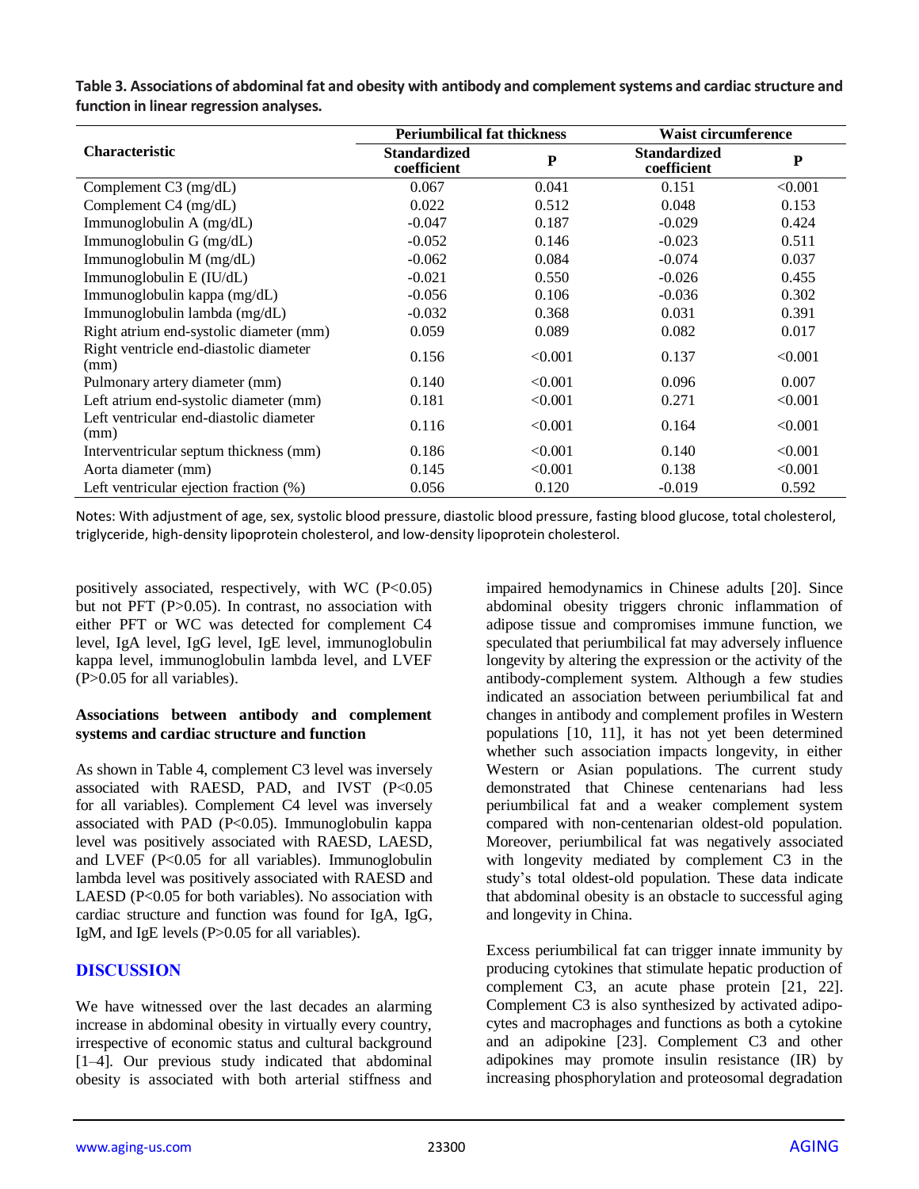**Table 3. Associations of abdominal fat and obesity with antibody and complement systems and cardiac structure and function in linear regression analyses.**

| Characteristic | Periumbilical fat thickness | | Waist circumference | |
|---|---|---|---|---|
| | Standardized coefficient | P | Standardized coefficient | P |
| Complement C3 (mg/dL) | 0.067 | 0.041 | 0.151 | <0.001 |
| Complement C4 (mg/dL) | 0.022 | 0.512 | 0.048 | 0.153 |
| Immunoglobulin A (mg/dL) | -0.047 | 0.187 | -0.029 | 0.424 |
| Immunoglobulin G (mg/dL) | -0.052 | 0.146 | -0.023 | 0.511 |
| Immunoglobulin M (mg/dL) | -0.062 | 0.084 | -0.074 | 0.037 |
| Immunoglobulin E (IU/dL) | -0.021 | 0.550 | -0.026 | 0.455 |
| Immunoglobulin kappa (mg/dL) | -0.056 | 0.106 | -0.036 | 0.302 |
| Immunoglobulin lambda (mg/dL) | -0.032 | 0.368 | 0.031 | 0.391 |
| Right atrium end-systolic diameter (mm) | 0.059 | 0.089 | 0.082 | 0.017 |
| Right ventricle end-diastolic diameter (mm) | 0.156 | <0.001 | 0.137 | <0.001 |
| Pulmonary artery diameter (mm) | 0.140 | <0.001 | 0.096 | 0.007 |
| Left atrium end-systolic diameter (mm) | 0.181 | <0.001 | 0.271 | <0.001 |
| Left ventricular end-diastolic diameter (mm) | 0.116 | <0.001 | 0.164 | <0.001 |
| Interventricular septum thickness (mm) | 0.186 | <0.001 | 0.140 | <0.001 |
| Aorta diameter (mm) | 0.145 | <0.001 | 0.138 | <0.001 |
| Left ventricular ejection fraction (%) | 0.056 | 0.120 | -0.019 | 0.592 |

Notes: With adjustment of age, sex, systolic blood pressure, diastolic blood pressure, fasting blood glucose, total cholesterol, triglyceride, high-density lipoprotein cholesterol, and low-density lipoprotein cholesterol.

positively associated, respectively, with WC (P<0.05) but not PFT (P>0.05). In contrast, no association with either PFT or WC was detected for complement C4 level, IgA level, IgG level, IgE level, immunoglobulin kappa level, immunoglobulin lambda level, and LVEF (P>0.05 for all variables).

**Associations between antibody and complement systems and cardiac structure and function**

As shown in Table 4, complement C3 level was inversely associated with RAESD, PAD, and IVST (P<0.05 for all variables). Complement C4 level was inversely associated with PAD (P<0.05). Immunoglobulin kappa level was positively associated with RAESD, LAESD, and LVEF (P<0.05 for all variables). Immunoglobulin lambda level was positively associated with RAESD and LAESD (P<0.05 for both variables). No association with cardiac structure and function was found for IgA, IgG, IgM, and IgE levels (P>0.05 for all variables).

## DISCUSSION

We have witnessed over the last decades an alarming increase in abdominal obesity in virtually every country, irrespective of economic status and cultural background [1–4]. Our previous study indicated that abdominal obesity is associated with both arterial stiffness and impaired hemodynamics in Chinese adults [20]. Since abdominal obesity triggers chronic inflammation of adipose tissue and compromises immune function, we speculated that periumbilical fat may adversely influence longevity by altering the expression or the activity of the antibody-complement system. Although a few studies indicated an association between periumbilical fat and changes in antibody and complement profiles in Western populations [10, 11], it has not yet been determined whether such association impacts longevity, in either Western or Asian populations. The current study demonstrated that Chinese centenarians had less periumbilical fat and a weaker complement system compared with non-centenarian oldest-old population. Moreover, periumbilical fat was negatively associated with longevity mediated by complement C3 in the study's total oldest-old population. These data indicate that abdominal obesity is an obstacle to successful aging and longevity in China.

Excess periumbilical fat can trigger innate immunity by producing cytokines that stimulate hepatic production of complement C3, an acute phase protein [21, 22]. Complement C3 is also synthesized by activated adipocytes and macrophages and functions as both a cytokine and an adipokine [23]. Complement C3 and other adipokines may promote insulin resistance (IR) by increasing phosphorylation and proteosomal degradation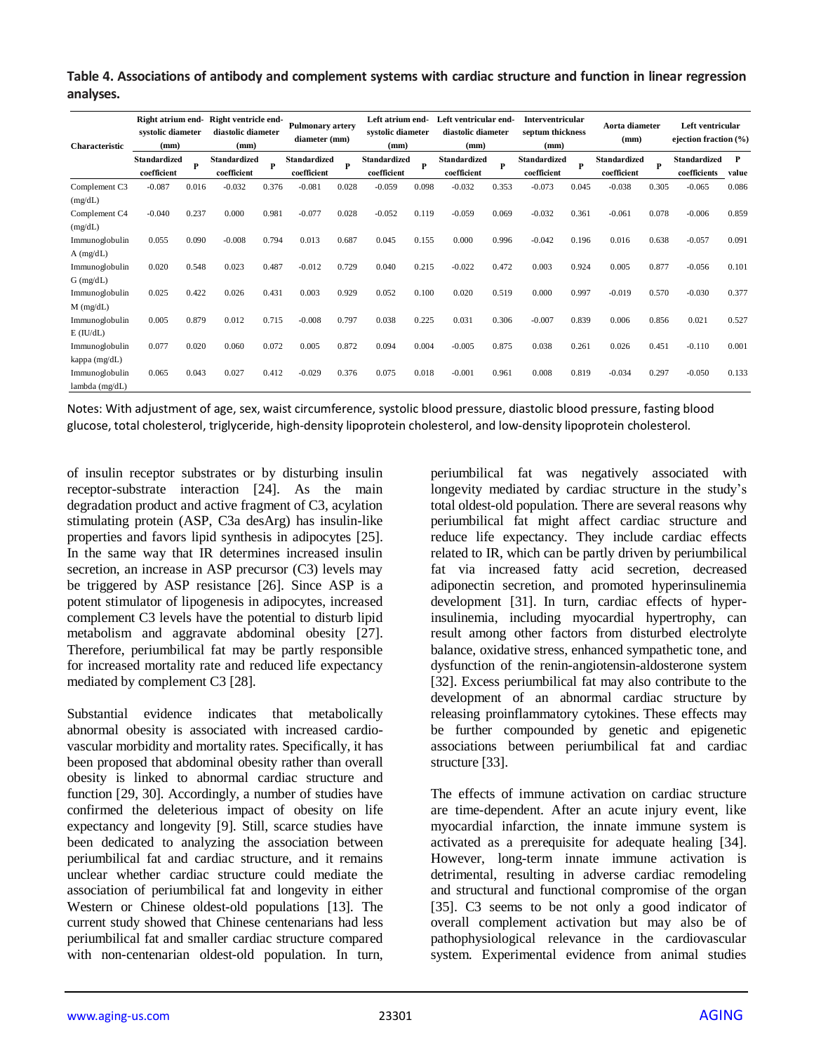**Table 4. Associations of antibody and complement systems with cardiac structure and function in linear regression analyses.**

| Characteristic | Right atrium end-systolic diameter (mm) | | Right ventricle end-diastolic diameter (mm) | | Pulmonary artery diameter (mm) | | Left atrium end-systolic diameter (mm) | | Left ventricular end-diastolic diameter (mm) | | Interventricular septum thickness (mm) | | Aorta diameter (mm) | | Left ventricular ejection fraction (%) | |
|---|---|---|---|---|---|---|---|---|---|---|---|---|---|---|---|---|
| | Standardized coefficient | P | Standardized coefficient | P | Standardized coefficient | P | Standardized coefficient | P | Standardized coefficient | P | Standardized coefficient | P | Standardized coefficient | P | Standardized coefficients | P value |
| Complement C3 (mg/dL) | -0.087 | 0.016 | -0.032 | 0.376 | -0.081 | 0.028 | -0.059 | 0.098 | -0.032 | 0.353 | -0.073 | 0.045 | -0.038 | 0.305 | -0.065 | 0.086 |
| Complement C4 (mg/dL) | -0.040 | 0.237 | 0.000 | 0.981 | -0.077 | 0.028 | -0.052 | 0.119 | -0.059 | 0.069 | -0.032 | 0.361 | -0.061 | 0.078 | -0.006 | 0.859 |
| Immunoglobulin A (mg/dL) | 0.055 | 0.090 | -0.008 | 0.794 | 0.013 | 0.687 | 0.045 | 0.155 | 0.000 | 0.996 | -0.042 | 0.196 | 0.016 | 0.638 | -0.057 | 0.091 |
| Immunoglobulin G (mg/dL) | 0.020 | 0.548 | 0.023 | 0.487 | -0.012 | 0.729 | 0.040 | 0.215 | -0.022 | 0.472 | 0.003 | 0.924 | 0.005 | 0.877 | -0.056 | 0.101 |
| Immunoglobulin M (mg/dL) | 0.025 | 0.422 | 0.026 | 0.431 | 0.003 | 0.929 | 0.052 | 0.100 | 0.020 | 0.519 | 0.000 | 0.997 | -0.019 | 0.570 | -0.030 | 0.377 |
| Immunoglobulin E (IU/dL) | 0.005 | 0.879 | 0.012 | 0.715 | -0.008 | 0.797 | 0.038 | 0.225 | 0.031 | 0.306 | -0.007 | 0.839 | 0.006 | 0.856 | 0.021 | 0.527 |
| Immunoglobulin kappa (mg/dL) | 0.077 | 0.020 | 0.060 | 0.072 | 0.005 | 0.872 | 0.094 | 0.004 | -0.005 | 0.875 | 0.038 | 0.261 | 0.026 | 0.451 | -0.110 | 0.001 |
| Immunoglobulin lambda (mg/dL) | 0.065 | 0.043 | 0.027 | 0.412 | -0.029 | 0.376 | 0.075 | 0.018 | -0.001 | 0.961 | 0.008 | 0.819 | -0.034 | 0.297 | -0.050 | 0.133 |

Notes: With adjustment of age, sex, waist circumference, systolic blood pressure, diastolic blood pressure, fasting blood glucose, total cholesterol, triglyceride, high-density lipoprotein cholesterol, and low-density lipoprotein cholesterol.

of insulin receptor substrates or by disturbing insulin receptor-substrate interaction [24]. As the main degradation product and active fragment of C3, acylation stimulating protein (ASP, C3a desArg) has insulin-like properties and favors lipid synthesis in adipocytes [25]. In the same way that IR determines increased insulin secretion, an increase in ASP precursor (C3) levels may be triggered by ASP resistance [26]. Since ASP is a potent stimulator of lipogenesis in adipocytes, increased complement C3 levels have the potential to disturb lipid metabolism and aggravate abdominal obesity [27]. Therefore, periumbilical fat may be partly responsible for increased mortality rate and reduced life expectancy mediated by complement C3 [28].

Substantial evidence indicates that metabolically abnormal obesity is associated with increased cardiovascular morbidity and mortality rates. Specifically, it has been proposed that abdominal obesity rather than overall obesity is linked to abnormal cardiac structure and function [29, 30]. Accordingly, a number of studies have confirmed the deleterious impact of obesity on life expectancy and longevity [9]. Still, scarce studies have been dedicated to analyzing the association between periumbilical fat and cardiac structure, and it remains unclear whether cardiac structure could mediate the association of periumbilical fat and longevity in either Western or Chinese oldest-old populations [13]. The current study showed that Chinese centenarians had less periumbilical fat and smaller cardiac structure compared with non-centenarian oldest-old population. In turn, periumbilical fat was negatively associated with longevity mediated by cardiac structure in the study's total oldest-old population. There are several reasons why periumbilical fat might affect cardiac structure and reduce life expectancy. They include cardiac effects related to IR, which can be partly driven by periumbilical fat via increased fatty acid secretion, decreased adiponectin secretion, and promoted hyperinsulinemia development [31]. In turn, cardiac effects of hyperinsulinemia, including myocardial hypertrophy, can result among other factors from disturbed electrolyte balance, oxidative stress, enhanced sympathetic tone, and dysfunction of the renin-angiotensin-aldosterone system [32]. Excess periumbilical fat may also contribute to the development of an abnormal cardiac structure by releasing proinflammatory cytokines. These effects may be further compounded by genetic and epigenetic associations between periumbilical fat and cardiac structure [33].

The effects of immune activation on cardiac structure are time-dependent. After an acute injury event, like myocardial infarction, the innate immune system is activated as a prerequisite for adequate healing [34]. However, long-term innate immune activation is detrimental, resulting in adverse cardiac remodeling and structural and functional compromise of the organ [35]. C3 seems to be not only a good indicator of overall complement activation but may also be of pathophysiological relevance in the cardiovascular system. Experimental evidence from animal studies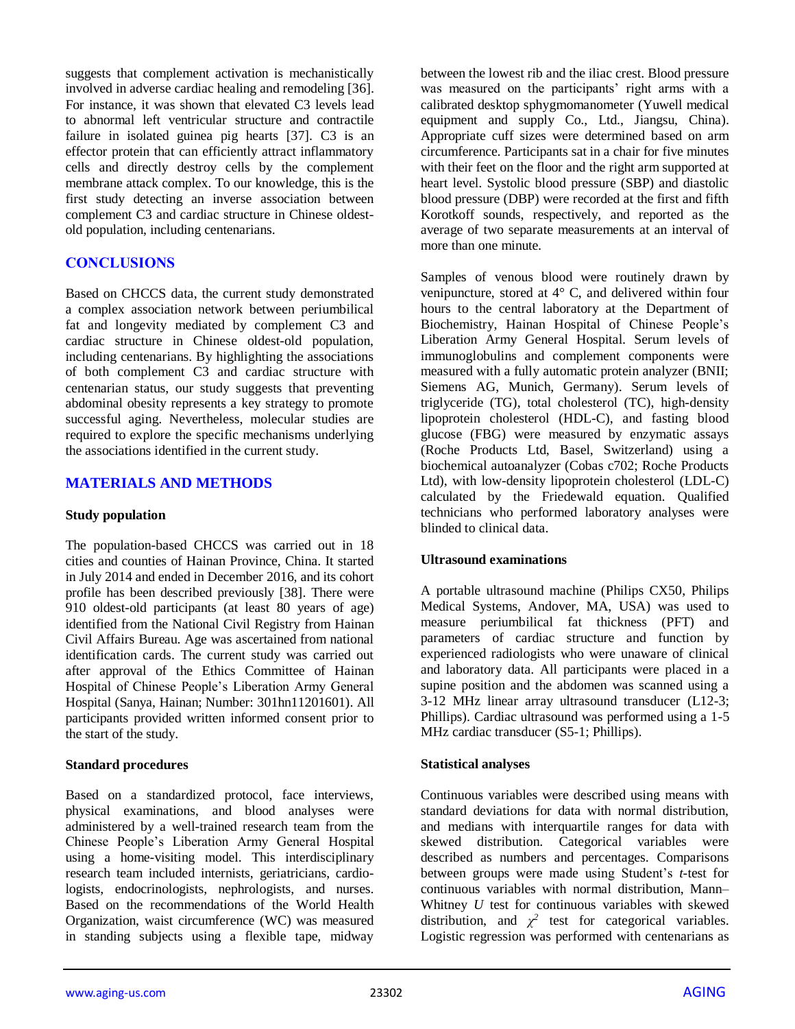suggests that complement activation is mechanistically involved in adverse cardiac healing and remodeling [36]. For instance, it was shown that elevated C3 levels lead to abnormal left ventricular structure and contractile failure in isolated guinea pig hearts [37]. C3 is an effector protein that can efficiently attract inflammatory cells and directly destroy cells by the complement membrane attack complex. To our knowledge, this is the first study detecting an inverse association between complement C3 and cardiac structure in Chinese oldest-old population, including centenarians.

## CONCLUSIONS

Based on CHCCS data, the current study demonstrated a complex association network between periumbilical fat and longevity mediated by complement C3 and cardiac structure in Chinese oldest-old population, including centenarians. By highlighting the associations of both complement C3 and cardiac structure with centenarian status, our study suggests that preventing abdominal obesity represents a key strategy to promote successful aging. Nevertheless, molecular studies are required to explore the specific mechanisms underlying the associations identified in the current study.

## MATERIALS AND METHODS

### Study population

The population-based CHCCS was carried out in 18 cities and counties of Hainan Province, China. It started in July 2014 and ended in December 2016, and its cohort profile has been described previously [38]. There were 910 oldest-old participants (at least 80 years of age) identified from the National Civil Registry from Hainan Civil Affairs Bureau. Age was ascertained from national identification cards. The current study was carried out after approval of the Ethics Committee of Hainan Hospital of Chinese People's Liberation Army General Hospital (Sanya, Hainan; Number: 301hn11201601). All participants provided written informed consent prior to the start of the study.

### Standard procedures

Based on a standardized protocol, face interviews, physical examinations, and blood analyses were administered by a well-trained research team from the Chinese People's Liberation Army General Hospital using a home-visiting model. This interdisciplinary research team included internists, geriatricians, cardiologists, endocrinologists, nephrologists, and nurses. Based on the recommendations of the World Health Organization, waist circumference (WC) was measured in standing subjects using a flexible tape, midway between the lowest rib and the iliac crest. Blood pressure was measured on the participants' right arms with a calibrated desktop sphygmomanometer (Yuwell medical equipment and supply Co., Ltd., Jiangsu, China). Appropriate cuff sizes were determined based on arm circumference. Participants sat in a chair for five minutes with their feet on the floor and the right arm supported at heart level. Systolic blood pressure (SBP) and diastolic blood pressure (DBP) were recorded at the first and fifth Korotkoff sounds, respectively, and reported as the average of two separate measurements at an interval of more than one minute.

Samples of venous blood were routinely drawn by venipuncture, stored at 4° C, and delivered within four hours to the central laboratory at the Department of Biochemistry, Hainan Hospital of Chinese People's Liberation Army General Hospital. Serum levels of immunoglobulins and complement components were measured with a fully automatic protein analyzer (BNII; Siemens AG, Munich, Germany). Serum levels of triglyceride (TG), total cholesterol (TC), high-density lipoprotein cholesterol (HDL-C), and fasting blood glucose (FBG) were measured by enzymatic assays (Roche Products Ltd, Basel, Switzerland) using a biochemical autoanalyzer (Cobas c702; Roche Products Ltd), with low-density lipoprotein cholesterol (LDL-C) calculated by the Friedewald equation. Qualified technicians who performed laboratory analyses were blinded to clinical data.

### Ultrasound examinations

A portable ultrasound machine (Philips CX50, Philips Medical Systems, Andover, MA, USA) was used to measure periumbilical fat thickness (PFT) and parameters of cardiac structure and function by experienced radiologists who were unaware of clinical and laboratory data. All participants were placed in a supine position and the abdomen was scanned using a 3-12 MHz linear array ultrasound transducer (L12-3; Phillips). Cardiac ultrasound was performed using a 1-5 MHz cardiac transducer (S5-1; Phillips).

### Statistical analyses

Continuous variables were described using means with standard deviations for data with normal distribution, and medians with interquartile ranges for data with skewed distribution. Categorical variables were described as numbers and percentages. Comparisons between groups were made using Student's *t*-test for continuous variables with normal distribution, Mann–Whitney *U* test for continuous variables with skewed distribution, and $\chi^2$ test for categorical variables. Logistic regression was performed with centenarians as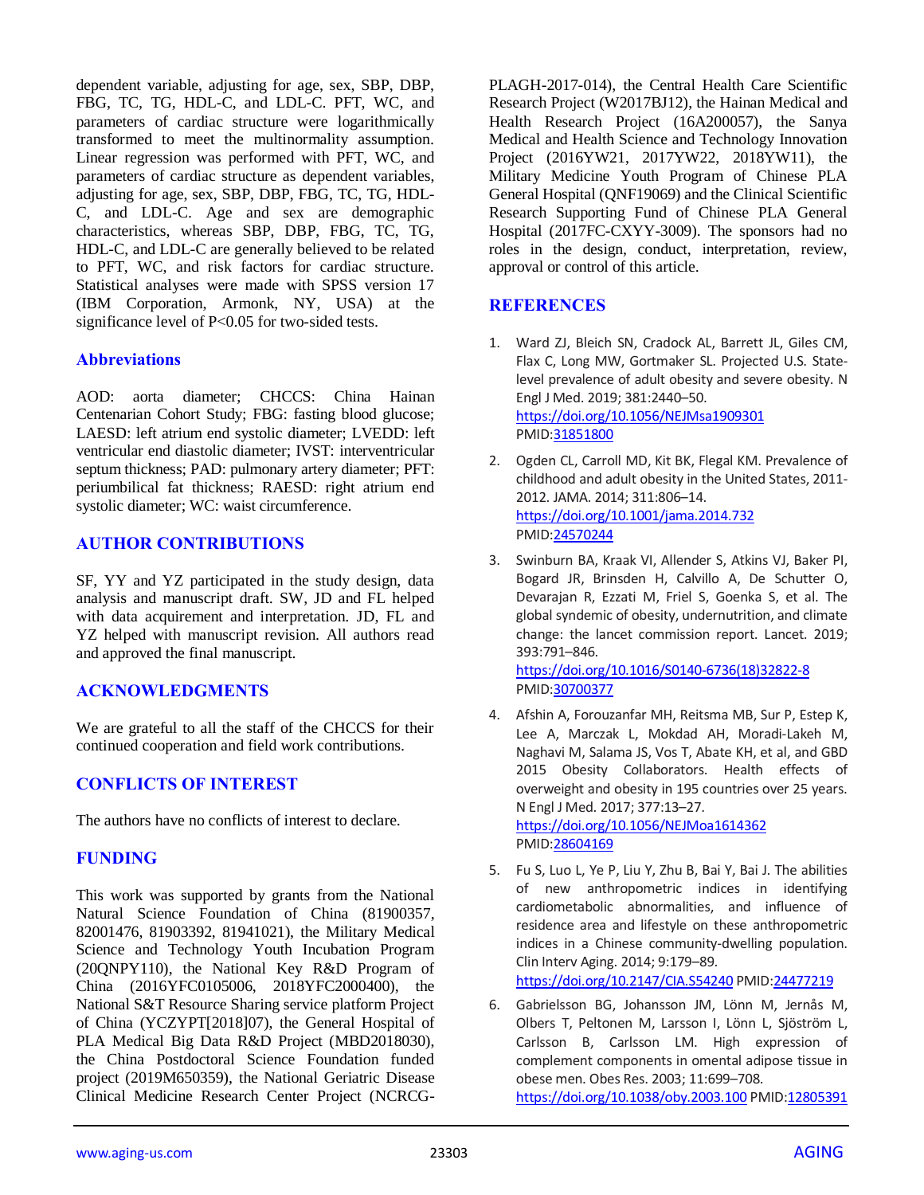dependent variable, adjusting for age, sex, SBP, DBP, FBG, TC, TG, HDL-C, and LDL-C. PFT, WC, and parameters of cardiac structure were logarithmically transformed to meet the multinormality assumption. Linear regression was performed with PFT, WC, and parameters of cardiac structure as dependent variables, adjusting for age, sex, SBP, DBP, FBG, TC, TG, HDL-C, and LDL-C. Age and sex are demographic characteristics, whereas SBP, DBP, FBG, TC, TG, HDL-C, and LDL-C are generally believed to be related to PFT, WC, and risk factors for cardiac structure. Statistical analyses were made with SPSS version 17 (IBM Corporation, Armonk, NY, USA) at the significance level of $P<0.05$ for two-sided tests.

## Abbreviations

AOD: aorta diameter; CHCCS: China Hainan Centenarian Cohort Study; FBG: fasting blood glucose; LAESD: left atrium end systolic diameter; LVEDD: left ventricular end diastolic diameter; IVST: interventricular septum thickness; PAD: pulmonary artery diameter; PFT: periumbilical fat thickness; RAESD: right atrium end systolic diameter; WC: waist circumference.

## AUTHOR CONTRIBUTIONS

SF, YY and YZ participated in the study design, data analysis and manuscript draft. SW, JD and FL helped with data acquirement and interpretation. JD, FL and YZ helped with manuscript revision. All authors read and approved the final manuscript.

## ACKNOWLEDGMENTS

We are grateful to all the staff of the CHCCS for their continued cooperation and field work contributions.

## CONFLICTS OF INTEREST

The authors have no conflicts of interest to declare.

## FUNDING

This work was supported by grants from the National Natural Science Foundation of China (81900357, 82001476, 81903392, 81941021), the Military Medical Science and Technology Youth Incubation Program (20QNPY110), the National Key R&D Program of China (2016YFC0105006, 2018YFC2000400), the National S&T Resource Sharing service platform Project of China (YCZYPT[2018]07), the General Hospital of PLA Medical Big Data R&D Project (MBD2018030), the China Postdoctoral Science Foundation funded project (2019M650359), the National Geriatric Disease Clinical Medicine Research Center Project (NCRCG-PLAGH-2017-014), the Central Health Care Scientific Research Project (W2017BJ12), the Hainan Medical and Health Research Project (16A200057), the Sanya Medical and Health Science and Technology Innovation Project (2016YW21, 2017YW22, 2018YW11), the Military Medicine Youth Program of Chinese PLA General Hospital (QNF19069) and the Clinical Scientific Research Supporting Fund of Chinese PLA General Hospital (2017FC-CXYY-3009). The sponsors had no roles in the design, conduct, interpretation, review, approval or control of this article.

## REFERENCES

1. Ward ZJ, Bleich SN, Cradock AL, Barrett JL, Giles CM, Flax C, Long MW, Gortmaker SL. Projected U.S. State-level prevalence of adult obesity and severe obesity. N Engl J Med. 2019; 381:2440–50. https://doi.org/10.1056/NEJMsa1909301 PMID:31851800

2. Ogden CL, Carroll MD, Kit BK, Flegal KM. Prevalence of childhood and adult obesity in the United States, 2011-2012. JAMA. 2014; 311:806–14. https://doi.org/10.1001/jama.2014.732 PMID:24570244

3. Swinburn BA, Kraak VI, Allender S, Atkins VJ, Baker PI, Bogard JR, Brinsden H, Calvillo A, De Schutter O, Devarajan R, Ezzati M, Friel S, Goenka S, et al. The global syndemic of obesity, undernutrition, and climate change: the lancet commission report. Lancet. 2019; 393:791–846. https://doi.org/10.1016/S0140-6736(18)32822-8 PMID:30700377

4. Afshin A, Forouzanfar MH, Reitsma MB, Sur P, Estep K, Lee A, Marczak L, Mokdad AH, Moradi-Lakeh M, Naghavi M, Salama JS, Vos T, Abate KH, et al, and GBD 2015 Obesity Collaborators. Health effects of overweight and obesity in 195 countries over 25 years. N Engl J Med. 2017; 377:13–27. https://doi.org/10.1056/NEJMoa1614362 PMID:28604169

5. Fu S, Luo L, Ye P, Liu Y, Zhu B, Bai Y, Bai J. The abilities of new anthropometric indices in identifying cardiometabolic abnormalities, and influence of residence area and lifestyle on these anthropometric indices in a Chinese community-dwelling population. Clin Interv Aging. 2014; 9:179–89. https://doi.org/10.2147/CIA.S54240 PMID:24477219

6. Gabrielsson BG, Johansson JM, Lönn M, Jernås M, Olbers T, Peltonen M, Larsson I, Lönn L, Sjöström L, Carlsson B, Carlsson LM. High expression of complement components in omental adipose tissue in obese men. Obes Res. 2003; 11:699–708. https://doi.org/10.1038/oby.2003.100 PMID:12805391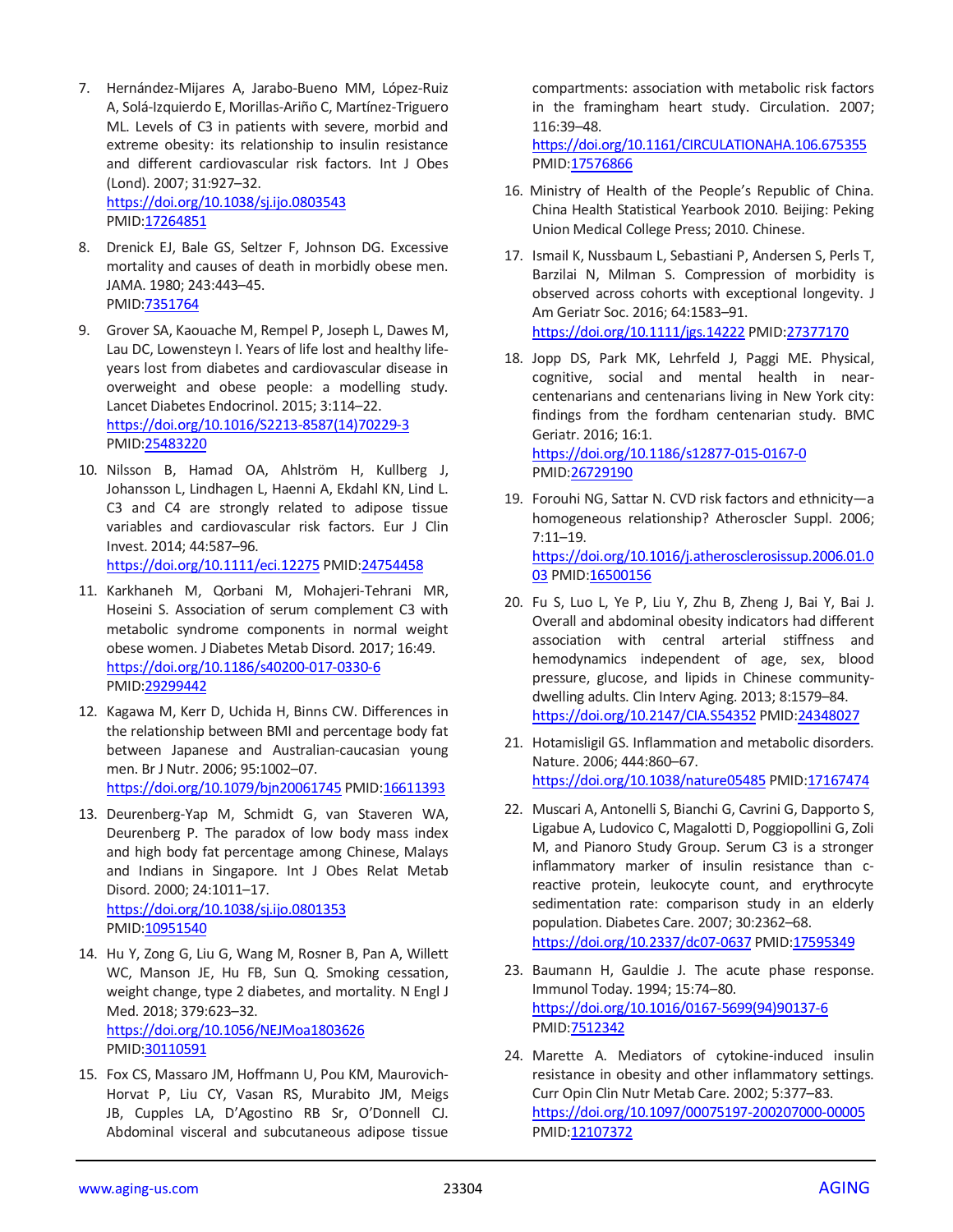7. Hernández-Mijares A, Jarabo-Bueno MM, López-Ruiz A, Solá-Izquierdo E, Morillas-Ariño C, Martínez-Triguero ML. Levels of C3 in patients with severe, morbid and extreme obesity: its relationship to insulin resistance and different cardiovascular risk factors. Int J Obes (Lond). 2007; 31:927–32. https://doi.org/10.1038/sj.ijo.0803543 PMID:17264851

8. Drenick EJ, Bale GS, Seltzer F, Johnson DG. Excessive mortality and causes of death in morbidly obese men. JAMA. 1980; 243:443–45. PMID:7351764

9. Grover SA, Kaouache M, Rempel P, Joseph L, Dawes M, Lau DC, Lowensteyn I. Years of life lost and healthy life-years lost from diabetes and cardiovascular disease in overweight and obese people: a modelling study. Lancet Diabetes Endocrinol. 2015; 3:114–22. https://doi.org/10.1016/S2213-8587(14)70229-3 PMID:25483220

10. Nilsson B, Hamad OA, Ahlström H, Kullberg J, Johansson L, Lindhagen L, Haenni A, Ekdahl KN, Lind L. C3 and C4 are strongly related to adipose tissue variables and cardiovascular risk factors. Eur J Clin Invest. 2014; 44:587–96. https://doi.org/10.1111/eci.12275 PMID:24754458

11. Karkhaneh M, Qorbani M, Mohajeri-Tehrani MR, Hoseini S. Association of serum complement C3 with metabolic syndrome components in normal weight obese women. J Diabetes Metab Disord. 2017; 16:49. https://doi.org/10.1186/s40200-017-0330-6 PMID:29299442

12. Kagawa M, Kerr D, Uchida H, Binns CW. Differences in the relationship between BMI and percentage body fat between Japanese and Australian-caucasian young men. Br J Nutr. 2006; 95:1002–07. https://doi.org/10.1079/bjn20061745 PMID:16611393

13. Deurenberg-Yap M, Schmidt G, van Staveren WA, Deurenberg P. The paradox of low body mass index and high body fat percentage among Chinese, Malays and Indians in Singapore. Int J Obes Relat Metab Disord. 2000; 24:1011–17. https://doi.org/10.1038/sj.ijo.0801353 PMID:10951540

14. Hu Y, Zong G, Liu G, Wang M, Rosner B, Pan A, Willett WC, Manson JE, Hu FB, Sun Q. Smoking cessation, weight change, type 2 diabetes, and mortality. N Engl J Med. 2018; 379:623–32. https://doi.org/10.1056/NEJMoa1803626 PMID:30110591

15. Fox CS, Massaro JM, Hoffmann U, Pou KM, Maurovich-Horvat P, Liu CY, Vasan RS, Murabito JM, Meigs JB, Cupples LA, D'Agostino RB Sr, O'Donnell CJ. Abdominal visceral and subcutaneous adipose tissue compartments: association with metabolic risk factors in the framingham heart study. Circulation. 2007; 116:39–48. https://doi.org/10.1161/CIRCULATIONAHA.106.675355 PMID:17576866

16. Ministry of Health of the People's Republic of China. China Health Statistical Yearbook 2010. Beijing: Peking Union Medical College Press; 2010. Chinese.

17. Ismail K, Nussbaum L, Sebastiani P, Andersen S, Perls T, Barzilai N, Milman S. Compression of morbidity is observed across cohorts with exceptional longevity. J Am Geriatr Soc. 2016; 64:1583–91. https://doi.org/10.1111/jgs.14222 PMID:27377170

18. Jopp DS, Park MK, Lehrfeld J, Paggi ME. Physical, cognitive, social and mental health in near-centenarians and centenarians living in New York city: findings from the fordham centenarian study. BMC Geriatr. 2016; 16:1. https://doi.org/10.1186/s12877-015-0167-0 PMID:26729190

19. Forouhi NG, Sattar N. CVD risk factors and ethnicity—a homogeneous relationship? Atheroscler Suppl. 2006; 7:11–19. https://doi.org/10.1016/j.atherosclerosissup.2006.01.003 PMID:16500156

20. Fu S, Luo L, Ye P, Liu Y, Zhu B, Zheng J, Bai Y, Bai J. Overall and abdominal obesity indicators had different association with central arterial stiffness and hemodynamics independent of age, sex, blood pressure, glucose, and lipids in Chinese community-dwelling adults. Clin Interv Aging. 2013; 8:1579–84. https://doi.org/10.2147/CIA.S54352 PMID:24348027

21. Hotamisligil GS. Inflammation and metabolic disorders. Nature. 2006; 444:860–67. https://doi.org/10.1038/nature05485 PMID:17167474

22. Muscari A, Antonelli S, Bianchi G, Cavrini G, Dapporto S, Ligabue A, Ludovico C, Magalotti D, Poggiopollini G, Zoli M, and Pianoro Study Group. Serum C3 is a stronger inflammatory marker of insulin resistance than c-reactive protein, leukocyte count, and erythrocyte sedimentation rate: comparison study in an elderly population. Diabetes Care. 2007; 30:2362–68. https://doi.org/10.2337/dc07-0637 PMID:17595349

23. Baumann H, Gauldie J. The acute phase response. Immunol Today. 1994; 15:74–80. https://doi.org/10.1016/0167-5699(94)90137-6 PMID:7512342

24. Marette A. Mediators of cytokine-induced insulin resistance in obesity and other inflammatory settings. Curr Opin Clin Nutr Metab Care. 2002; 5:377–83. https://doi.org/10.1097/00075197-200207000-00005 PMID:12107372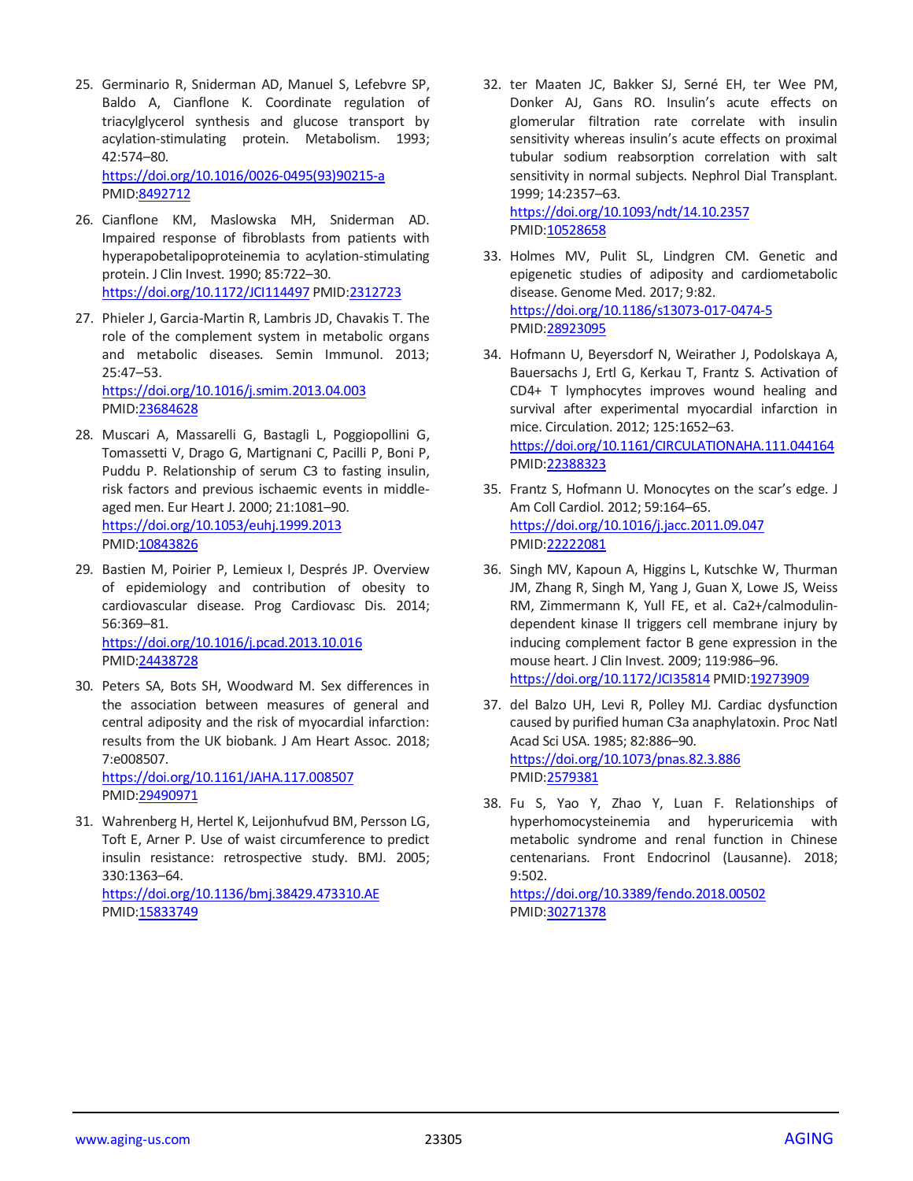25. Germinario R, Sniderman AD, Manuel S, Lefebvre SP, Baldo A, Cianflone K. Coordinate regulation of triacylglycerol synthesis and glucose transport by acylation-stimulating protein. Metabolism. 1993; 42:574–80.
https://doi.org/10.1016/0026-0495(93)90215-a
PMID:8492712

26. Cianflone KM, Maslowska MH, Sniderman AD. Impaired response of fibroblasts from patients with hyperapobetalipoproteinemia to acylation-stimulating protein. J Clin Invest. 1990; 85:722–30.
https://doi.org/10.1172/JCI114497 PMID:2312723

27. Phieler J, Garcia-Martin R, Lambris JD, Chavakis T. The role of the complement system in metabolic organs and metabolic diseases. Semin Immunol. 2013; 25:47–53.
https://doi.org/10.1016/j.smim.2013.04.003
PMID:23684628

28. Muscari A, Massarelli G, Bastagli L, Poggiopollini G, Tomassetti V, Drago G, Martignani C, Pacilli P, Boni P, Puddu P. Relationship of serum C3 to fasting insulin, risk factors and previous ischaemic events in middle-aged men. Eur Heart J. 2000; 21:1081–90.
https://doi.org/10.1053/euhj.1999.2013
PMID:10843826

29. Bastien M, Poirier P, Lemieux I, Després JP. Overview of epidemiology and contribution of obesity to cardiovascular disease. Prog Cardiovasc Dis. 2014; 56:369–81.
https://doi.org/10.1016/j.pcad.2013.10.016
PMID:24438728

30. Peters SA, Bots SH, Woodward M. Sex differences in the association between measures of general and central adiposity and the risk of myocardial infarction: results from the UK biobank. J Am Heart Assoc. 2018; 7:e008507.
https://doi.org/10.1161/JAHA.117.008507
PMID:29490971

31. Wahrenberg H, Hertel K, Leijonhufvud BM, Persson LG, Toft E, Arner P. Use of waist circumference to predict insulin resistance: retrospective study. BMJ. 2005; 330:1363–64.
https://doi.org/10.1136/bmj.38429.473310.AE
PMID:15833749

32. ter Maaten JC, Bakker SJ, Serné EH, ter Wee PM, Donker AJ, Gans RO. Insulin's acute effects on glomerular filtration rate correlate with insulin sensitivity whereas insulin's acute effects on proximal tubular sodium reabsorption correlation with salt sensitivity in normal subjects. Nephrol Dial Transplant. 1999; 14:2357–63.
https://doi.org/10.1093/ndt/14.10.2357
PMID:10528658

33. Holmes MV, Pulit SL, Lindgren CM. Genetic and epigenetic studies of adiposity and cardiometabolic disease. Genome Med. 2017; 9:82.
https://doi.org/10.1186/s13073-017-0474-5
PMID:28923095

34. Hofmann U, Beyersdorf N, Weirather J, Podolskaya A, Bauersachs J, Ertl G, Kerkau T, Frantz S. Activation of CD4+ T lymphocytes improves wound healing and survival after experimental myocardial infarction in mice. Circulation. 2012; 125:1652–63.
https://doi.org/10.1161/CIRCULATIONAHA.111.044164
PMID:22388323

35. Frantz S, Hofmann U. Monocytes on the scar's edge. J Am Coll Cardiol. 2012; 59:164–65.
https://doi.org/10.1016/j.jacc.2011.09.047
PMID:22222081

36. Singh MV, Kapoun A, Higgins L, Kutschke W, Thurman JM, Zhang R, Singh M, Yang J, Guan X, Lowe JS, Weiss RM, Zimmermann K, Yull FE, et al. Ca2+/calmodulin-dependent kinase II triggers cell membrane injury by inducing complement factor B gene expression in the mouse heart. J Clin Invest. 2009; 119:986–96.
https://doi.org/10.1172/JCI35814 PMID:19273909

37. del Balzo UH, Levi R, Polley MJ. Cardiac dysfunction caused by purified human C3a anaphylatoxin. Proc Natl Acad Sci USA. 1985; 82:886–90.
https://doi.org/10.1073/pnas.82.3.886
PMID:2579381

38. Fu S, Yao Y, Zhao Y, Luan F. Relationships of hyperhomocysteinemia and hyperuricemia with metabolic syndrome and renal function in Chinese centenarians. Front Endocrinol (Lausanne). 2018; 9:502.
https://doi.org/10.3389/fendo.2018.00502
PMID:30271378